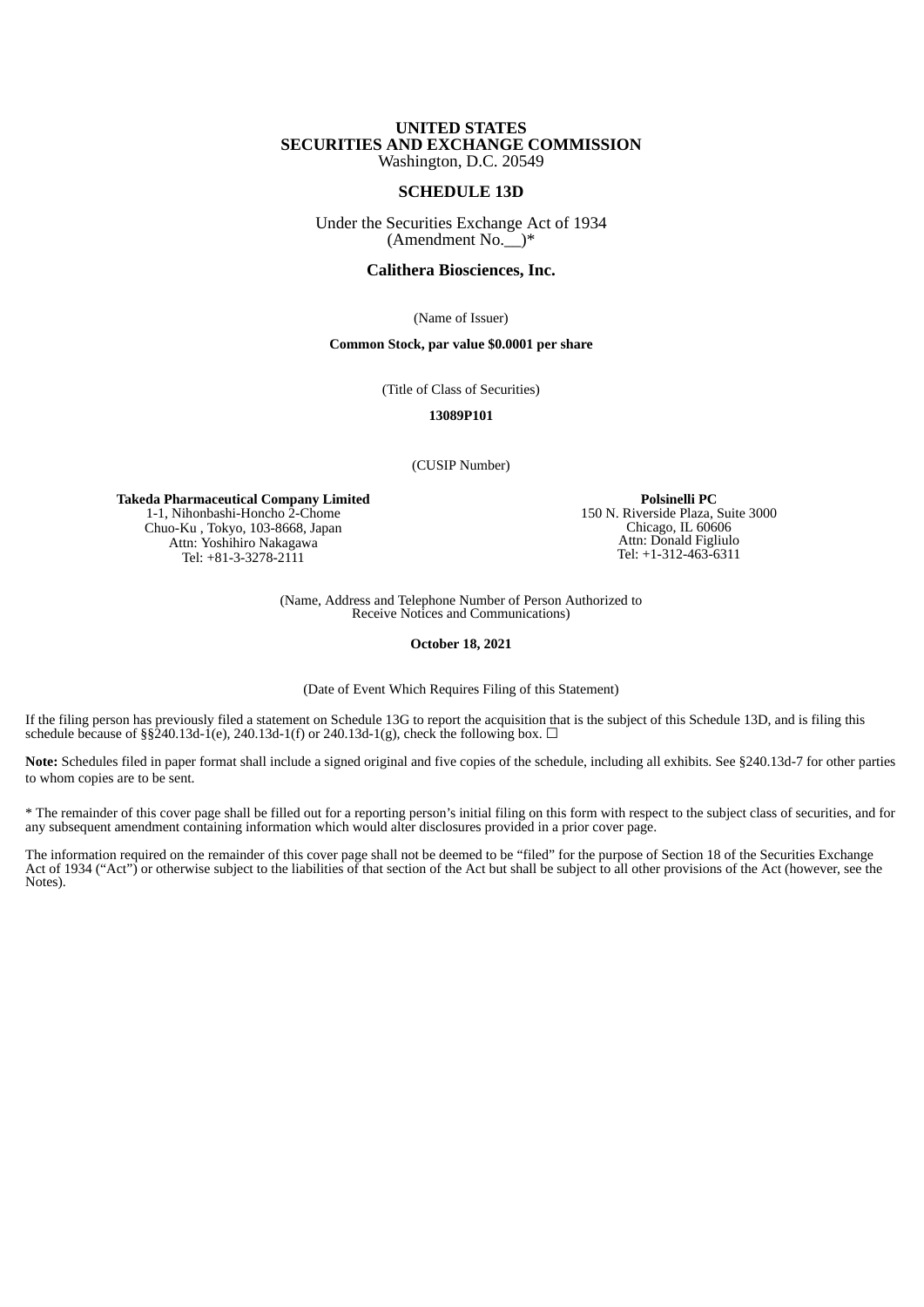**UNITED STATES**
**SECURITIES AND EXCHANGE COMMISSION**
Washington, D.C. 20549

# SCHEDULE 13D

Under the Securities Exchange Act of 1934
(Amendment No.__)*

**Calithera Biosciences, Inc.**

(Name of Issuer)

**Common Stock, par value $0.0001 per share**

(Title of Class of Securities)

**13089P101**

(CUSIP Number)

**Takeda Pharmaceutical Company Limited**
1-1, Nihonbashi-Honcho 2-Chome
Chuo-Ku , Tokyo, 103-8668, Japan
Attn: Yoshihiro Nakagawa
Tel: +81-3-3278-2111

**Polsinelli PC**
150 N. Riverside Plaza, Suite 3000
Chicago, IL 60606
Attn: Donald Figliulo
Tel: +1-312-463-6311

(Name, Address and Telephone Number of Person Authorized to Receive Notices and Communications)

**October 18, 2021**

(Date of Event Which Requires Filing of this Statement)

If the filing person has previously filed a statement on Schedule 13G to report the acquisition that is the subject of this Schedule 13D, and is filing this schedule because of §§240.13d-1(e), 240.13d-1(f) or 240.13d-1(g), check the following box. ☐

**Note:** Schedules filed in paper format shall include a signed original and five copies of the schedule, including all exhibits. See §240.13d-7 for other parties to whom copies are to be sent.

* The remainder of this cover page shall be filled out for a reporting person's initial filing on this form with respect to the subject class of securities, and for any subsequent amendment containing information which would alter disclosures provided in a prior cover page.

The information required on the remainder of this cover page shall not be deemed to be "filed" for the purpose of Section 18 of the Securities Exchange Act of 1934 ("Act") or otherwise subject to the liabilities of that section of the Act but shall be subject to all other provisions of the Act (however, see the Notes).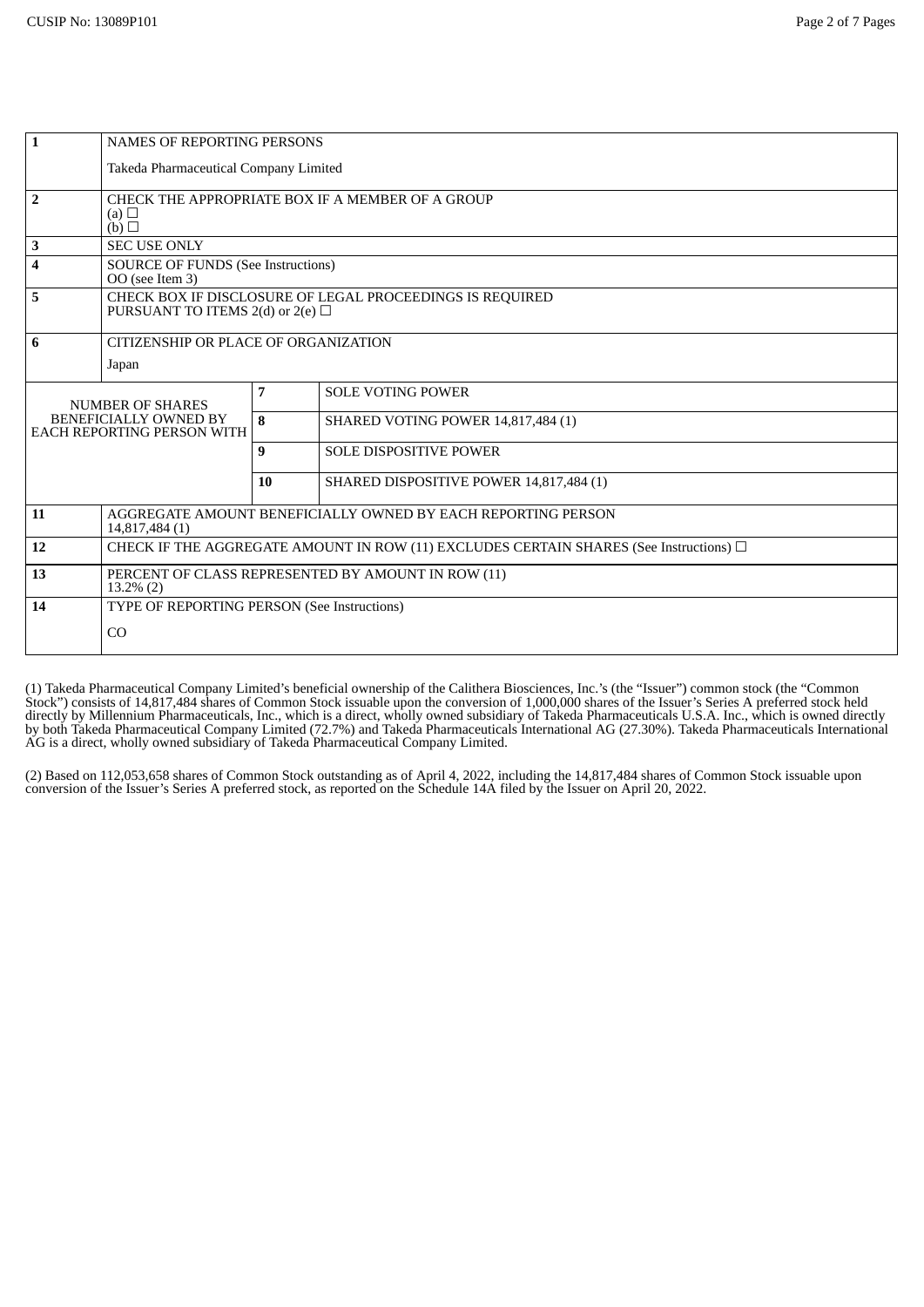| 1 | NAMES OF REPORTING PERSONS<br><br>Takeda Pharmaceutical Company Limited | | |
|---|---|---|---|
| 2 | CHECK THE APPROPRIATE BOX IF A MEMBER OF A GROUP<br>(a) ☐<br>(b) ☐ | | |
| 3 | SEC USE ONLY | | |
| 4 | SOURCE OF FUNDS (See Instructions)<br>OO (see Item 3) | | |
| 5 | CHECK BOX IF DISCLOSURE OF LEGAL PROCEEDINGS IS REQUIRED PURSUANT TO ITEMS 2(d) or 2(e) ☐ | | |
| 6 | CITIZENSHIP OR PLACE OF ORGANIZATION<br><br>Japan | | |
| NUMBER OF SHARES BENEFICIALLY OWNED BY EACH REPORTING PERSON WITH | | 7 | SOLE VOTING POWER |
| | | 8 | SHARED VOTING POWER 14,817,484 (1) |
| | | 9 | SOLE DISPOSITIVE POWER |
| | | 10 | SHARED DISPOSITIVE POWER 14,817,484 (1) |
| 11 | AGGREGATE AMOUNT BENEFICIALLY OWNED BY EACH REPORTING PERSON<br>14,817,484 (1) | | |
| 12 | CHECK IF THE AGGREGATE AMOUNT IN ROW (11) EXCLUDES CERTAIN SHARES (See Instructions) ☐ | | |
| 13 | PERCENT OF CLASS REPRESENTED BY AMOUNT IN ROW (11)<br>13.2% (2) | | |
| 14 | TYPE OF REPORTING PERSON (See Instructions)<br><br>CO | | |

(1) Takeda Pharmaceutical Company Limited's beneficial ownership of the Calithera Biosciences, Inc.'s (the "Issuer") common stock (the "Common Stock") consists of 14,817,484 shares of Common Stock issuable upon the conversion of 1,000,000 shares of the Issuer's Series A preferred stock held directly by Millennium Pharmaceuticals, Inc., which is a direct, wholly owned subsidiary of Takeda Pharmaceuticals U.S.A. Inc., which is owned directly by both Takeda Pharmaceutical Company Limited (72.7%) and Takeda Pharmaceuticals International AG (27.30%). Takeda Pharmaceuticals International AG is a direct, wholly owned subsidiary of Takeda Pharmaceutical Company Limited.

(2) Based on 112,053,658 shares of Common Stock outstanding as of April 4, 2022, including the 14,817,484 shares of Common Stock issuable upon conversion of the Issuer's Series A preferred stock, as reported on the Schedule 14A filed by the Issuer on April 20, 2022.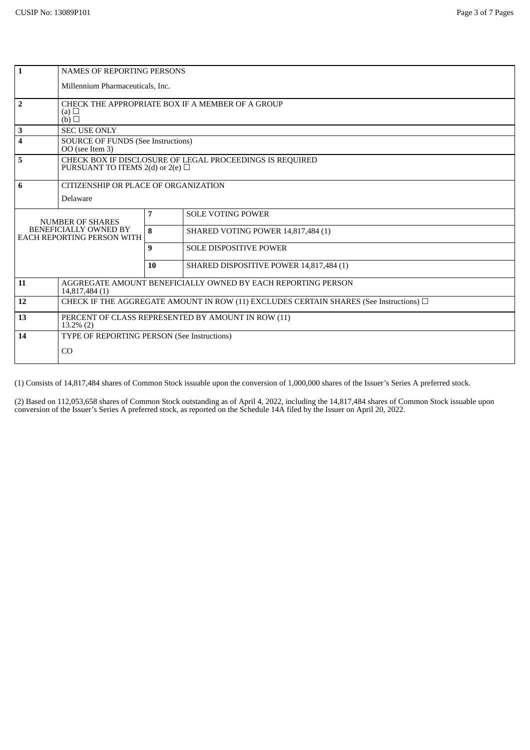CUSIP No: 13089P101

| 1 | NAMES OF REPORTING PERSONS<br><br>Millennium Pharmaceuticals, Inc. | | |
|---|---|---|---|
| 2 | CHECK THE APPROPRIATE BOX IF A MEMBER OF A GROUP<br>(a) ☐<br>(b) ☐ | | |
| 3 | SEC USE ONLY | | |
| 4 | SOURCE OF FUNDS (See Instructions)<br>OO (see Item 3) | | |
| 5 | CHECK BOX IF DISCLOSURE OF LEGAL PROCEEDINGS IS REQUIRED PURSUANT TO ITEMS 2(d) or 2(e) ☐ | | |
| 6 | CITIZENSHIP OR PLACE OF ORGANIZATION<br><br>Delaware | | |
| NUMBER OF SHARES BENEFICIALLY OWNED BY EACH REPORTING PERSON WITH | | 7 | SOLE VOTING POWER |
| | | 8 | SHARED VOTING POWER 14,817,484 (1) |
| | | 9 | SOLE DISPOSITIVE POWER |
| | | 10 | SHARED DISPOSITIVE POWER 14,817,484 (1) |
| 11 | AGGREGATE AMOUNT BENEFICIALLY OWNED BY EACH REPORTING PERSON<br>14,817,484 (1) | | |
| 12 | CHECK IF THE AGGREGATE AMOUNT IN ROW (11) EXCLUDES CERTAIN SHARES (See Instructions) ☐ | | |
| 13 | PERCENT OF CLASS REPRESENTED BY AMOUNT IN ROW (11)<br>13.2% (2) | | |
| 14 | TYPE OF REPORTING PERSON (See Instructions)<br><br>CO | | |

(1) Consists of 14,817,484 shares of Common Stock issuable upon the conversion of 1,000,000 shares of the Issuer's Series A preferred stock.

(2) Based on 112,053,658 shares of Common Stock outstanding as of April 4, 2022, including the 14,817,484 shares of Common Stock issuable upon conversion of the Issuer's Series A preferred stock, as reported on the Schedule 14A filed by the Issuer on April 20, 2022.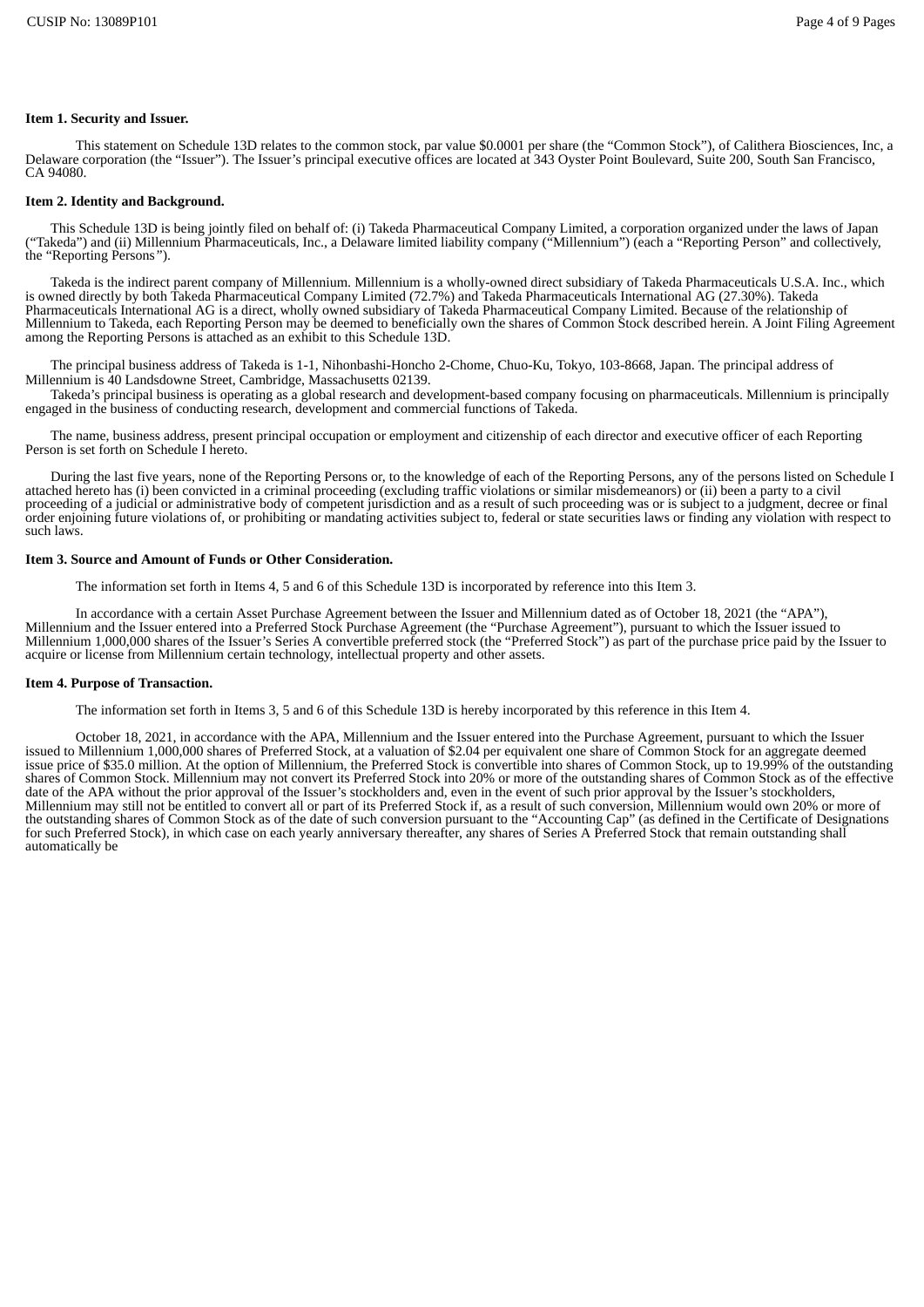**Item 1. Security and Issuer.**

This statement on Schedule 13D relates to the common stock, par value $0.0001 per share (the "Common Stock"), of Calithera Biosciences, Inc, a Delaware corporation (the "Issuer"). The Issuer's principal executive offices are located at 343 Oyster Point Boulevard, Suite 200, South San Francisco, CA 94080.

**Item 2. Identity and Background.**

This Schedule 13D is being jointly filed on behalf of: (i) Takeda Pharmaceutical Company Limited, a corporation organized under the laws of Japan ("Takeda") and (ii) Millennium Pharmaceuticals, Inc., a Delaware limited liability company ("Millennium") (each a "Reporting Person" and collectively, the "Reporting Persons").

Takeda is the indirect parent company of Millennium. Millennium is a wholly-owned direct subsidiary of Takeda Pharmaceuticals U.S.A. Inc., which is owned directly by both Takeda Pharmaceutical Company Limited (72.7%) and Takeda Pharmaceuticals International AG (27.30%). Takeda Pharmaceuticals International AG is a direct, wholly owned subsidiary of Takeda Pharmaceutical Company Limited. Because of the relationship of Millennium to Takeda, each Reporting Person may be deemed to beneficially own the shares of Common Stock described herein. A Joint Filing Agreement among the Reporting Persons is attached as an exhibit to this Schedule 13D.

The principal business address of Takeda is 1-1, Nihonbashi-Honcho 2-Chome, Chuo-Ku, Tokyo, 103-8668, Japan. The principal address of Millennium is 40 Landsdowne Street, Cambridge, Massachusetts 02139.
Takeda's principal business is operating as a global research and development-based company focusing on pharmaceuticals. Millennium is principally engaged in the business of conducting research, development and commercial functions of Takeda.

The name, business address, present principal occupation or employment and citizenship of each director and executive officer of each Reporting Person is set forth on Schedule I hereto.

During the last five years, none of the Reporting Persons or, to the knowledge of each of the Reporting Persons, any of the persons listed on Schedule I attached hereto has (i) been convicted in a criminal proceeding (excluding traffic violations or similar misdemeanors) or (ii) been a party to a civil proceeding of a judicial or administrative body of competent jurisdiction and as a result of such proceeding was or is subject to a judgment, decree or final order enjoining future violations of, or prohibiting or mandating activities subject to, federal or state securities laws or finding any violation with respect to such laws.

**Item 3. Source and Amount of Funds or Other Consideration.**

The information set forth in Items 4, 5 and 6 of this Schedule 13D is incorporated by reference into this Item 3.

In accordance with a certain Asset Purchase Agreement between the Issuer and Millennium dated as of October 18, 2021 (the "APA"), Millennium and the Issuer entered into a Preferred Stock Purchase Agreement (the "Purchase Agreement"), pursuant to which the Issuer issued to Millennium 1,000,000 shares of the Issuer's Series A convertible preferred stock (the "Preferred Stock") as part of the purchase price paid by the Issuer to acquire or license from Millennium certain technology, intellectual property and other assets.

**Item 4. Purpose of Transaction.**

The information set forth in Items 3, 5 and 6 of this Schedule 13D is hereby incorporated by this reference in this Item 4.

October 18, 2021, in accordance with the APA, Millennium and the Issuer entered into the Purchase Agreement, pursuant to which the Issuer issued to Millennium 1,000,000 shares of Preferred Stock, at a valuation of $2.04 per equivalent one share of Common Stock for an aggregate deemed issue price of $35.0 million. At the option of Millennium, the Preferred Stock is convertible into shares of Common Stock, up to 19.99% of the outstanding shares of Common Stock. Millennium may not convert its Preferred Stock into 20% or more of the outstanding shares of Common Stock as of the effective date of the APA without the prior approval of the Issuer's stockholders and, even in the event of such prior approval by the Issuer's stockholders, Millennium may still not be entitled to convert all or part of its Preferred Stock if, as a result of such conversion, Millennium would own 20% or more of the outstanding shares of Common Stock as of the date of such conversion pursuant to the "Accounting Cap" (as defined in the Certificate of Designations for such Preferred Stock), in which case on each yearly anniversary thereafter, any shares of Series A Preferred Stock that remain outstanding shall automatically be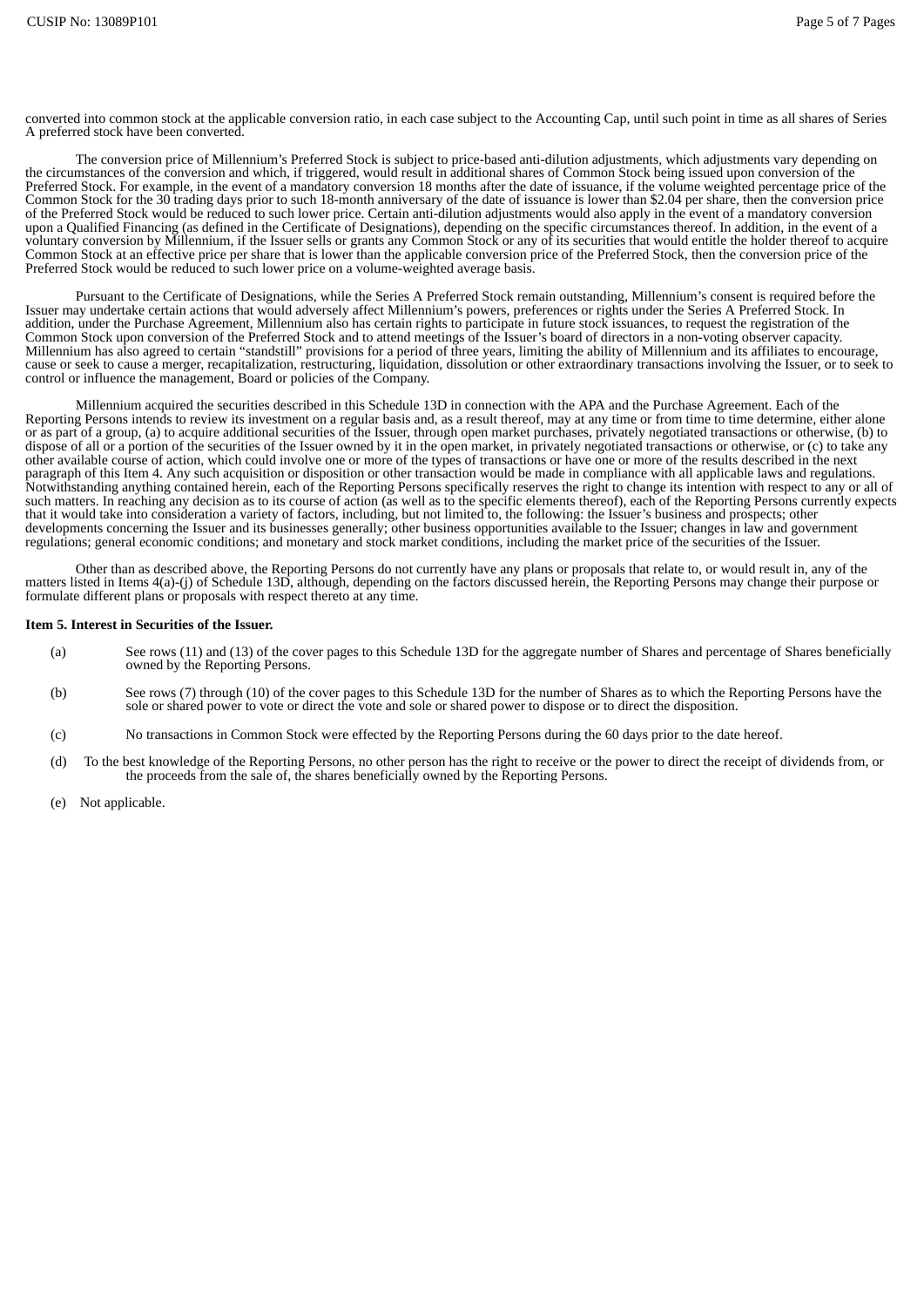converted into common stock at the applicable conversion ratio, in each case subject to the Accounting Cap, until such point in time as all shares of Series A preferred stock have been converted.

The conversion price of Millennium's Preferred Stock is subject to price-based anti-dilution adjustments, which adjustments vary depending on the circumstances of the conversion and which, if triggered, would result in additional shares of Common Stock being issued upon conversion of the Preferred Stock. For example, in the event of a mandatory conversion 18 months after the date of issuance, if the volume weighted percentage price of the Common Stock for the 30 trading days prior to such 18-month anniversary of the date of issuance is lower than $2.04 per share, then the conversion price of the Preferred Stock would be reduced to such lower price. Certain anti-dilution adjustments would also apply in the event of a mandatory conversion upon a Qualified Financing (as defined in the Certificate of Designations), depending on the specific circumstances thereof. In addition, in the event of a voluntary conversion by Millennium, if the Issuer sells or grants any Common Stock or any of its securities that would entitle the holder thereof to acquire Common Stock at an effective price per share that is lower than the applicable conversion price of the Preferred Stock, then the conversion price of the Preferred Stock would be reduced to such lower price on a volume-weighted average basis.

Pursuant to the Certificate of Designations, while the Series A Preferred Stock remain outstanding, Millennium's consent is required before the Issuer may undertake certain actions that would adversely affect Millennium's powers, preferences or rights under the Series A Preferred Stock. In addition, under the Purchase Agreement, Millennium also has certain rights to participate in future stock issuances, to request the registration of the Common Stock upon conversion of the Preferred Stock and to attend meetings of the Issuer's board of directors in a non-voting observer capacity. Millennium has also agreed to certain "standstill" provisions for a period of three years, limiting the ability of Millennium and its affiliates to encourage, cause or seek to cause a merger, recapitalization, restructuring, liquidation, dissolution or other extraordinary transactions involving the Issuer, or to seek to control or influence the management, Board or policies of the Company.

Millennium acquired the securities described in this Schedule 13D in connection with the APA and the Purchase Agreement. Each of the Reporting Persons intends to review its investment on a regular basis and, as a result thereof, may at any time or from time to time determine, either alone or as part of a group, (a) to acquire additional securities of the Issuer, through open market purchases, privately negotiated transactions or otherwise, (b) to dispose of all or a portion of the securities of the Issuer owned by it in the open market, in privately negotiated transactions or otherwise, or (c) to take any other available course of action, which could involve one or more of the types of transactions or have one or more of the results described in the next paragraph of this Item 4. Any such acquisition or disposition or other transaction would be made in compliance with all applicable laws and regulations. Notwithstanding anything contained herein, each of the Reporting Persons specifically reserves the right to change its intention with respect to any or all of such matters. In reaching any decision as to its course of action (as well as to the specific elements thereof), each of the Reporting Persons currently expects that it would take into consideration a variety of factors, including, but not limited to, the following: the Issuer's business and prospects; other developments concerning the Issuer and its businesses generally; other business opportunities available to the Issuer; changes in law and government regulations; general economic conditions; and monetary and stock market conditions, including the market price of the securities of the Issuer.

Other than as described above, the Reporting Persons do not currently have any plans or proposals that relate to, or would result in, any of the matters listed in Items 4(a)-(j) of Schedule 13D, although, depending on the factors discussed herein, the Reporting Persons may change their purpose or formulate different plans or proposals with respect thereto at any time.

**Item 5. Interest in Securities of the Issuer.**

(a) See rows (11) and (13) of the cover pages to this Schedule 13D for the aggregate number of Shares and percentage of Shares beneficially owned by the Reporting Persons.

(b) See rows (7) through (10) of the cover pages to this Schedule 13D for the number of Shares as to which the Reporting Persons have the sole or shared power to vote or direct the vote and sole or shared power to dispose or to direct the disposition.

(c) No transactions in Common Stock were effected by the Reporting Persons during the 60 days prior to the date hereof.

(d) To the best knowledge of the Reporting Persons, no other person has the right to receive or the power to direct the receipt of dividends from, or the proceeds from the sale of, the shares beneficially owned by the Reporting Persons.

(e) Not applicable.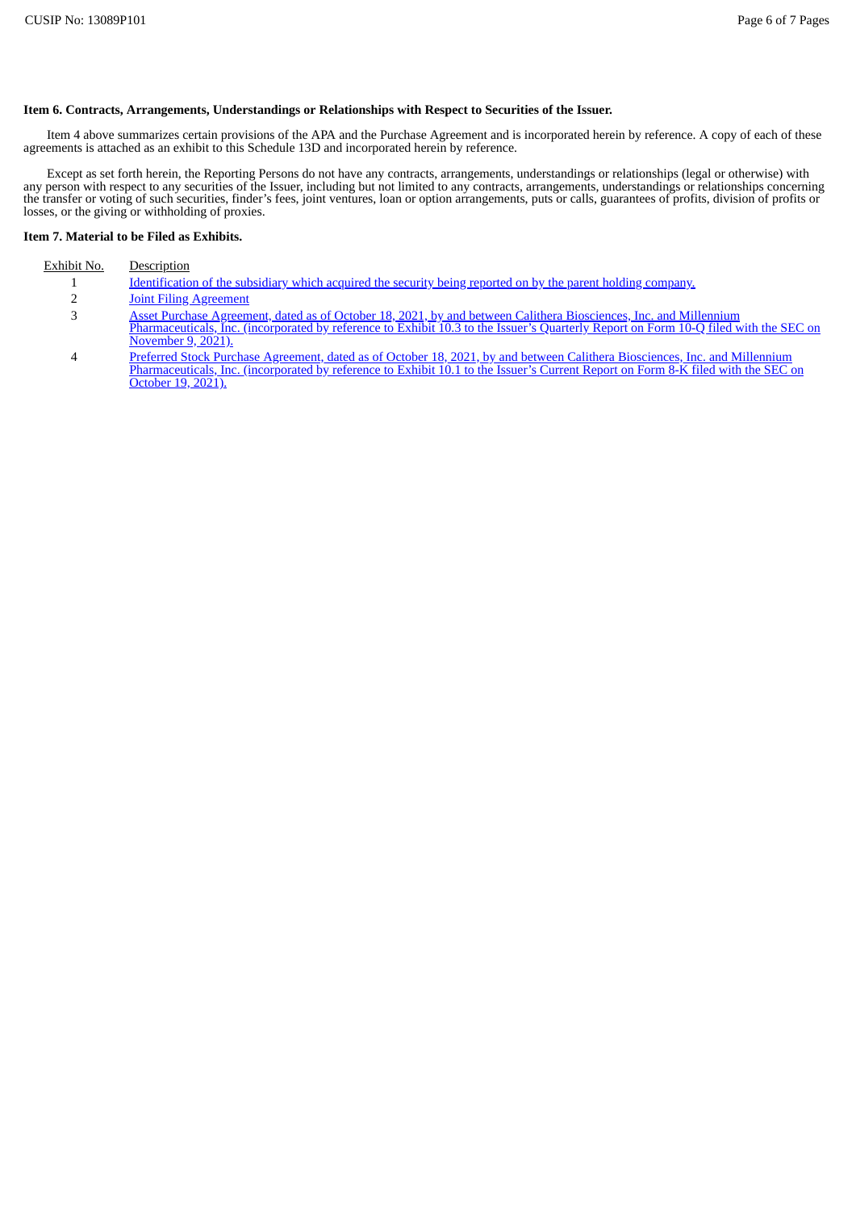**Item 6. Contracts, Arrangements, Understandings or Relationships with Respect to Securities of the Issuer.**

Item 4 above summarizes certain provisions of the APA and the Purchase Agreement and is incorporated herein by reference. A copy of each of these agreements is attached as an exhibit to this Schedule 13D and incorporated herein by reference.

Except as set forth herein, the Reporting Persons do not have any contracts, arrangements, understandings or relationships (legal or otherwise) with any person with respect to any securities of the Issuer, including but not limited to any contracts, arrangements, understandings or relationships concerning the transfer or voting of such securities, finder's fees, joint ventures, loan or option arrangements, puts or calls, guarantees of profits, division of profits or losses, or the giving or withholding of proxies.

**Item 7. Material to be Filed as Exhibits.**

| Exhibit No. | Description |
|---|---|
| 1 | Identification of the subsidiary which acquired the security being reported on by the parent holding company. |
| 2 | Joint Filing Agreement |
| 3 | Asset Purchase Agreement, dated as of October 18, 2021, by and between Calithera Biosciences, Inc. and Millennium Pharmaceuticals, Inc. (incorporated by reference to Exhibit 10.3 to the Issuer's Quarterly Report on Form 10-Q filed with the SEC on November 9, 2021). |
| 4 | Preferred Stock Purchase Agreement, dated as of October 18, 2021, by and between Calithera Biosciences, Inc. and Millennium Pharmaceuticals, Inc. (incorporated by reference to Exhibit 10.1 to the Issuer's Current Report on Form 8-K filed with the SEC on October 19, 2021). |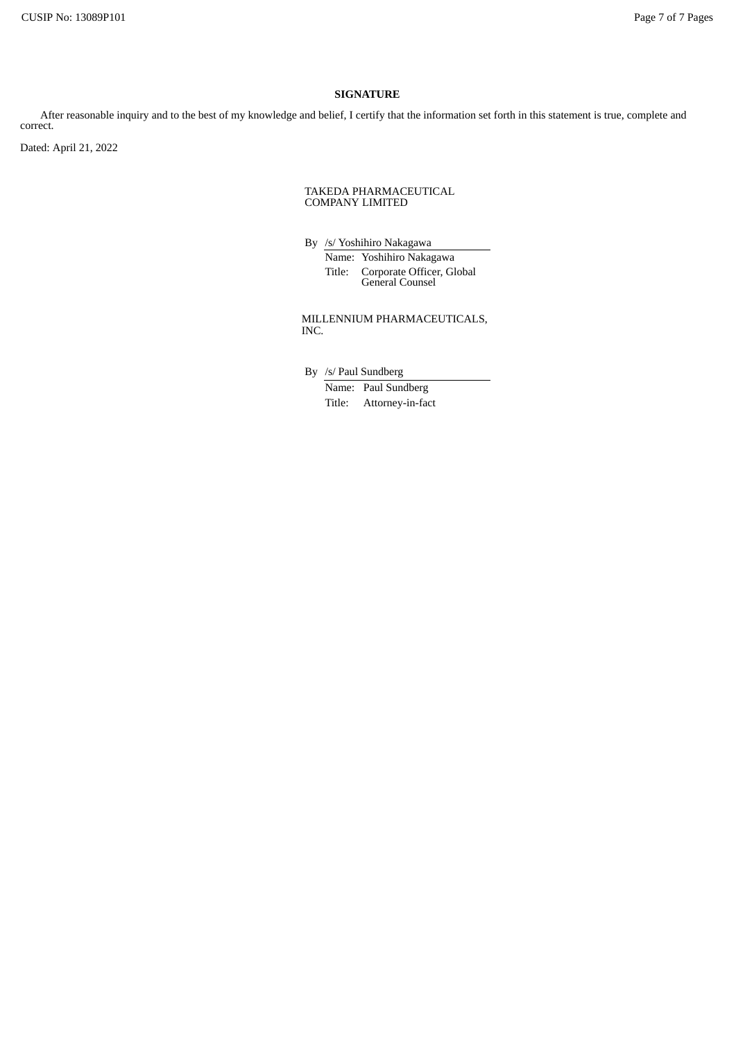**SIGNATURE**

After reasonable inquiry and to the best of my knowledge and belief, I certify that the information set forth in this statement is true, complete and correct.

Dated: April 21, 2022

TAKEDA PHARMACEUTICAL COMPANY LIMITED

By /s/ Yoshihiro Nakagawa
Name: Yoshihiro Nakagawa
Title: Corporate Officer, Global General Counsel

MILLENNIUM PHARMACEUTICALS, INC.

By /s/ Paul Sundberg
Name: Paul Sundberg
Title: Attorney-in-fact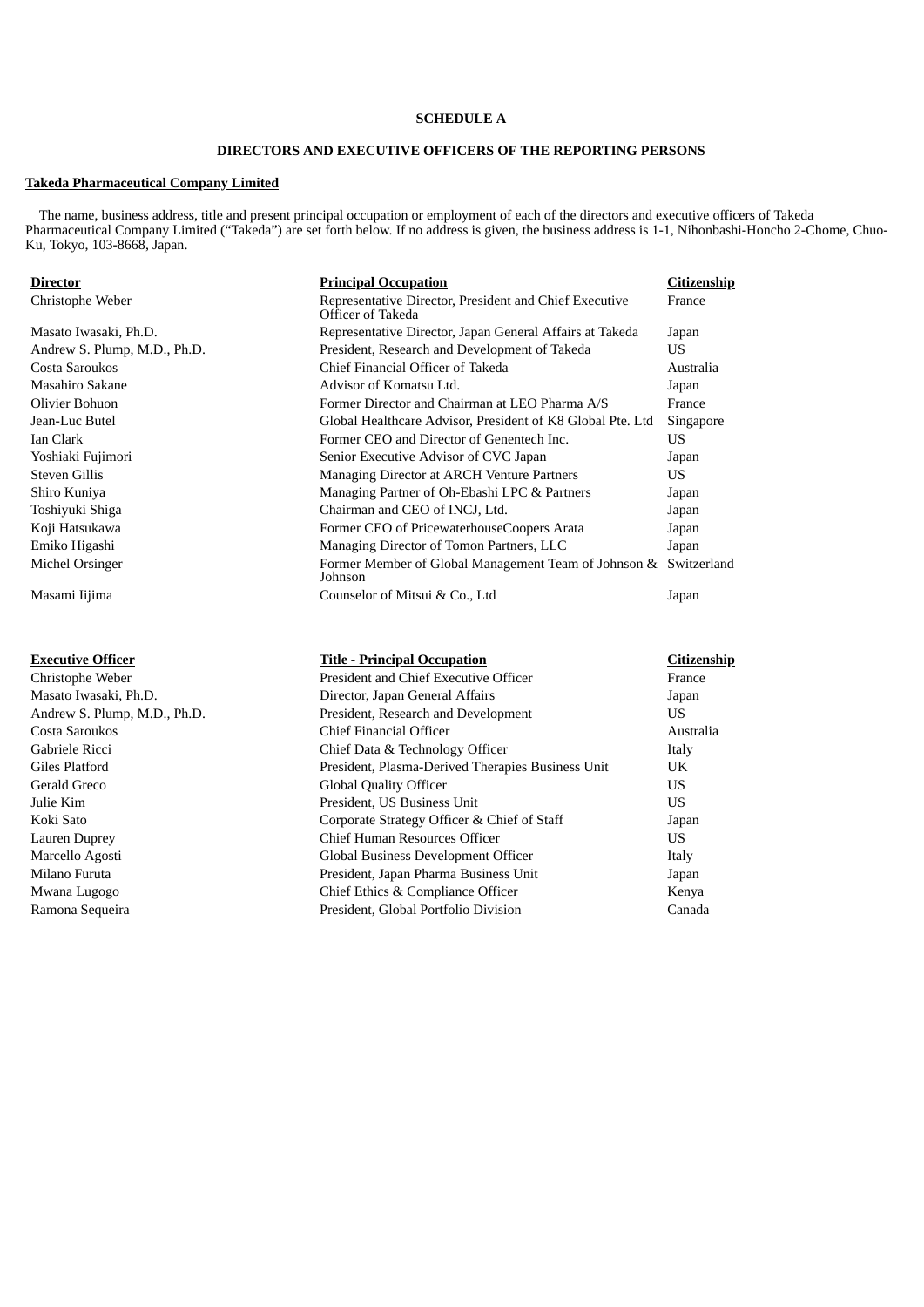**SCHEDULE A**

**DIRECTORS AND EXECUTIVE OFFICERS OF THE REPORTING PERSONS**

**Takeda Pharmaceutical Company Limited**

The name, business address, title and present principal occupation or employment of each of the directors and executive officers of Takeda Pharmaceutical Company Limited ("Takeda") are set forth below. If no address is given, the business address is 1-1, Nihonbashi-Honcho 2-Chome, Chuo-Ku, Tokyo, 103-8668, Japan.

| Director | Principal Occupation | Citizenship |
|---|---|---|
| Christophe Weber | Representative Director, President and Chief Executive Officer of Takeda | France |
| Masato Iwasaki, Ph.D. | Representative Director, Japan General Affairs at Takeda | Japan |
| Andrew S. Plump, M.D., Ph.D. | President, Research and Development of Takeda | US |
| Costa Saroukos | Chief Financial Officer of Takeda | Australia |
| Masahiro Sakane | Advisor of Komatsu Ltd. | Japan |
| Olivier Bohuon | Former Director and Chairman at LEO Pharma A/S | France |
| Jean-Luc Butel | Global Healthcare Advisor, President of K8 Global Pte. Ltd | Singapore |
| Ian Clark | Former CEO and Director of Genentech Inc. | US |
| Yoshiaki Fujimori | Senior Executive Advisor of CVC Japan | Japan |
| Steven Gillis | Managing Director at ARCH Venture Partners | US |
| Shiro Kuniya | Managing Partner of Oh-Ebashi LPC & Partners | Japan |
| Toshiyuki Shiga | Chairman and CEO of INCJ, Ltd. | Japan |
| Koji Hatsukawa | Former CEO of PricewaterhouseCoopers Arata | Japan |
| Emiko Higashi | Managing Director of Tomon Partners, LLC | Japan |
| Michel Orsinger | Former Member of Global Management Team of Johnson & Johnson | Switzerland |
| Masami Iijima | Counselor of Mitsui & Co., Ltd | Japan |

| Executive Officer | Title - Principal Occupation | Citizenship |
|---|---|---|
| Christophe Weber | President and Chief Executive Officer | France |
| Masato Iwasaki, Ph.D. | Director, Japan General Affairs | Japan |
| Andrew S. Plump, M.D., Ph.D. | President, Research and Development | US |
| Costa Saroukos | Chief Financial Officer | Australia |
| Gabriele Ricci | Chief Data & Technology Officer | Italy |
| Giles Platford | President, Plasma-Derived Therapies Business Unit | UK |
| Gerald Greco | Global Quality Officer | US |
| Julie Kim | President, US Business Unit | US |
| Koki Sato | Corporate Strategy Officer & Chief of Staff | Japan |
| Lauren Duprey | Chief Human Resources Officer | US |
| Marcello Agosti | Global Business Development Officer | Italy |
| Milano Furuta | President, Japan Pharma Business Unit | Japan |
| Mwana Lugogo | Chief Ethics & Compliance Officer | Kenya |
| Ramona Sequeira | President, Global Portfolio Division | Canada |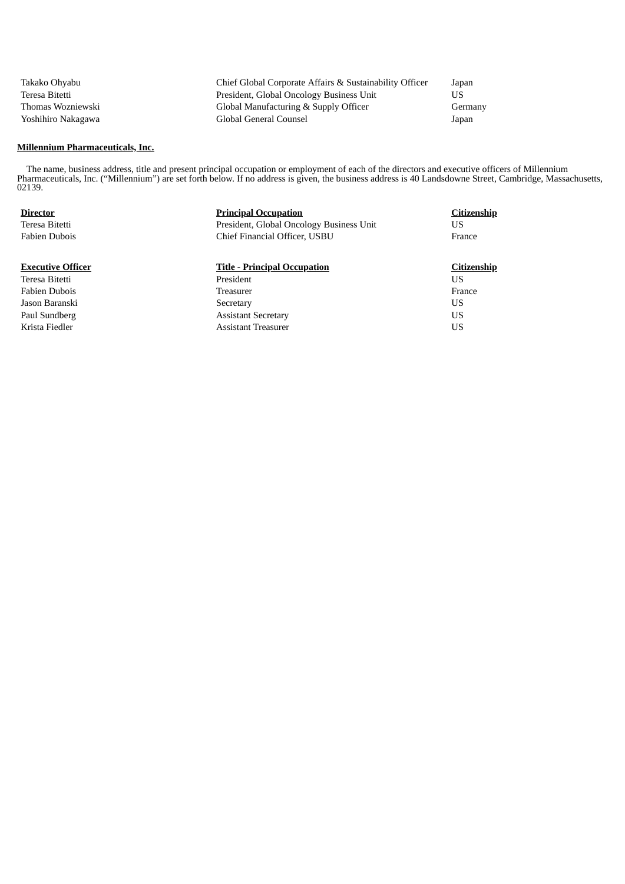| | | |
|---|---|---|
| Takako Ohyabu | Chief Global Corporate Affairs & Sustainability Officer | Japan |
| Teresa Bitetti | President, Global Oncology Business Unit | US |
| Thomas Wozniewski | Global Manufacturing & Supply Officer | Germany |
| Yoshihiro Nakagawa | Global General Counsel | Japan |

**Millennium Pharmaceuticals, Inc.**

The name, business address, title and present principal occupation or employment of each of the directors and executive officers of Millennium Pharmaceuticals, Inc. ("Millennium") are set forth below. If no address is given, the business address is 40 Landsdowne Street, Cambridge, Massachusetts, 02139.

| Director | Principal Occupation | Citizenship |
|---|---|---|
| Teresa Bitetti | President, Global Oncology Business Unit | US |
| Fabien Dubois | Chief Financial Officer, USBU | France |

| Executive Officer | Title - Principal Occupation | Citizenship |
|---|---|---|
| Teresa Bitetti | President | US |
| Fabien Dubois | Treasurer | France |
| Jason Baranski | Secretary | US |
| Paul Sundberg | Assistant Secretary | US |
| Krista Fiedler | Assistant Treasurer | US |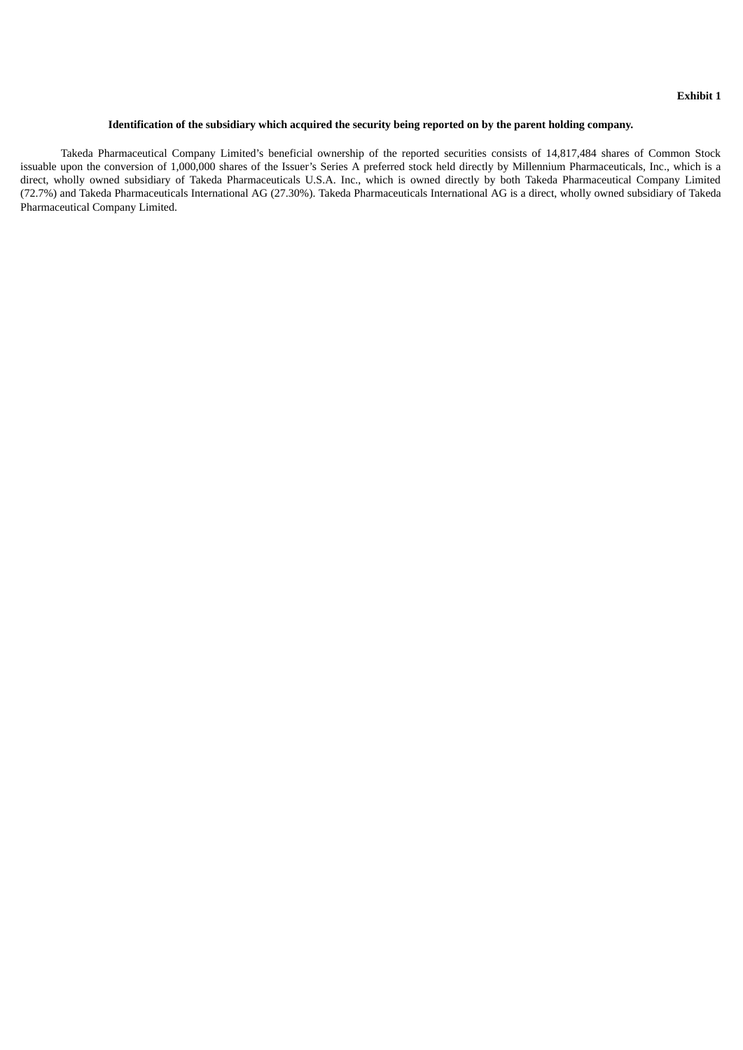**Exhibit 1**

**Identification of the subsidiary which acquired the security being reported on by the parent holding company.**

Takeda Pharmaceutical Company Limited's beneficial ownership of the reported securities consists of 14,817,484 shares of Common Stock issuable upon the conversion of 1,000,000 shares of the Issuer's Series A preferred stock held directly by Millennium Pharmaceuticals, Inc., which is a direct, wholly owned subsidiary of Takeda Pharmaceuticals U.S.A. Inc., which is owned directly by both Takeda Pharmaceutical Company Limited (72.7%) and Takeda Pharmaceuticals International AG (27.30%). Takeda Pharmaceuticals International AG is a direct, wholly owned subsidiary of Takeda Pharmaceutical Company Limited.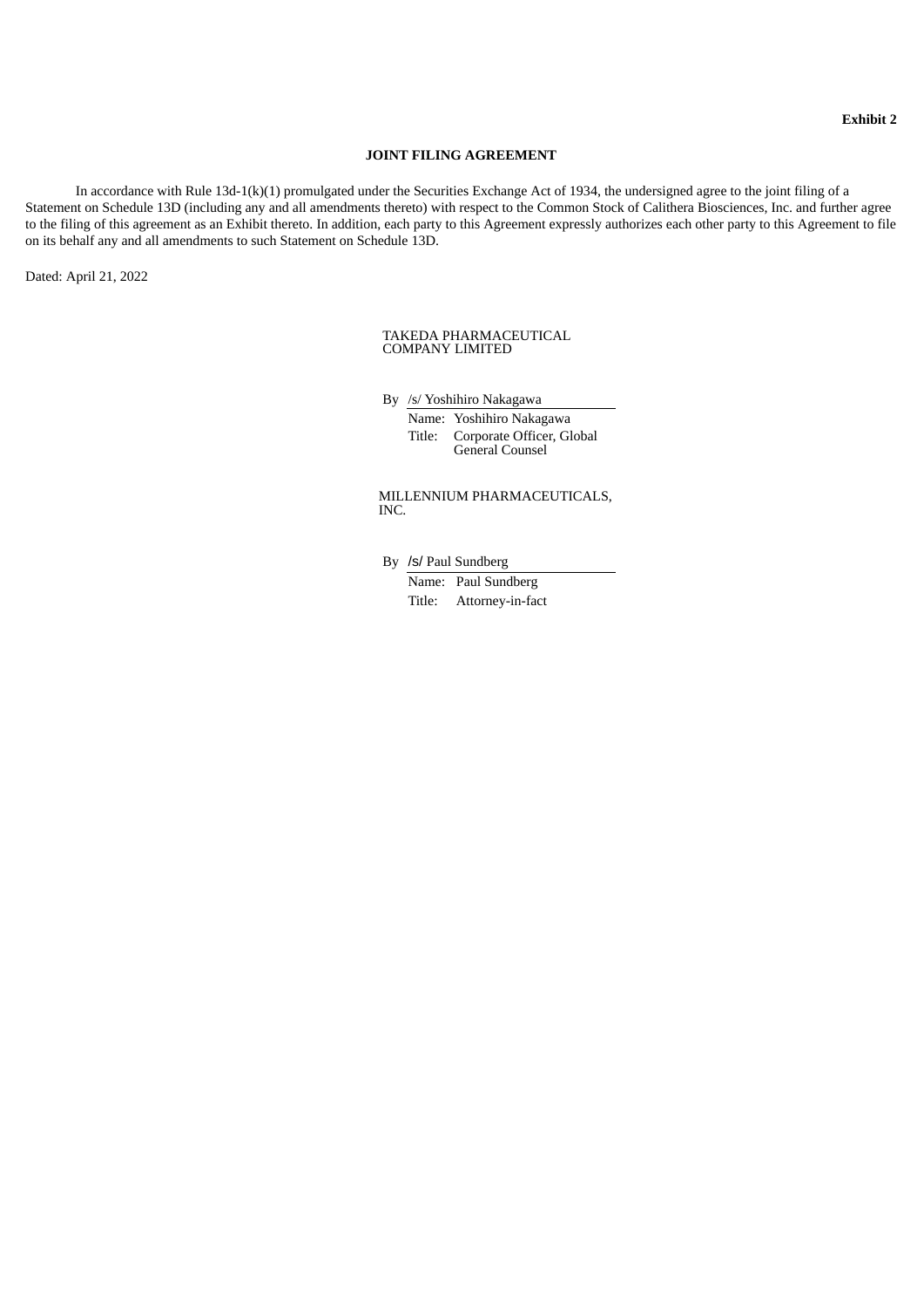**Exhibit 2**

**JOINT FILING AGREEMENT**

In accordance with Rule 13d-1(k)(1) promulgated under the Securities Exchange Act of 1934, the undersigned agree to the joint filing of a Statement on Schedule 13D (including any and all amendments thereto) with respect to the Common Stock of Calithera Biosciences, Inc. and further agree to the filing of this agreement as an Exhibit thereto. In addition, each party to this Agreement expressly authorizes each other party to this Agreement to file on its behalf any and all amendments to such Statement on Schedule 13D.

Dated: April 21, 2022

TAKEDA PHARMACEUTICAL COMPANY LIMITED

By /s/ Yoshihiro Nakagawa

Name: Yoshihiro Nakagawa

Title: Corporate Officer, Global General Counsel

MILLENNIUM PHARMACEUTICALS, INC.

By /s/ Paul Sundberg

Name: Paul Sundberg

Title: Attorney-in-fact